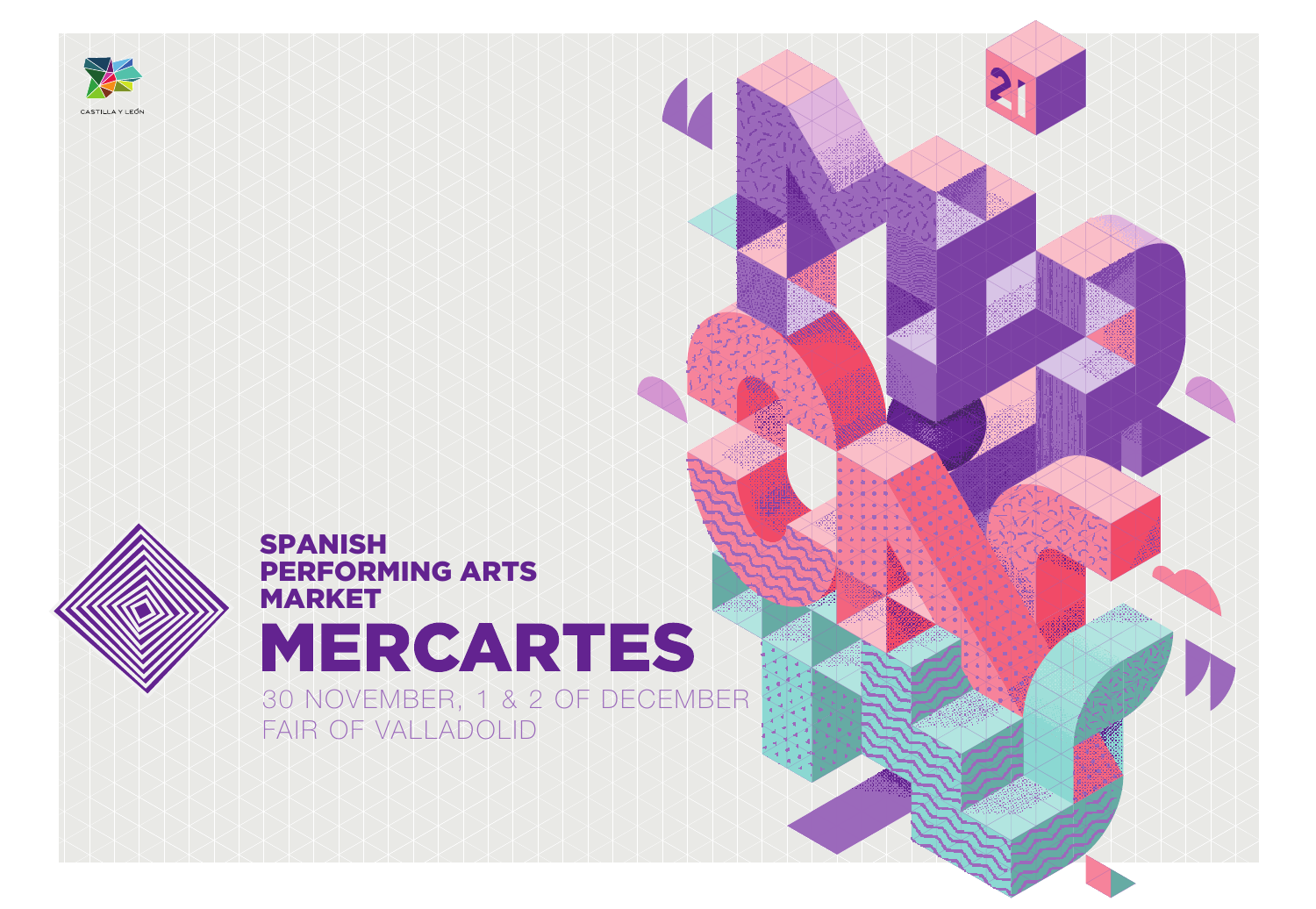CASTILLA Y LEÓN

SPANISH PERFORMING ARTS MARKET

# MERCARTES

30 NOVEMBER, 1 & 2 OF DECEMBER
FAIR OF VALLADOLID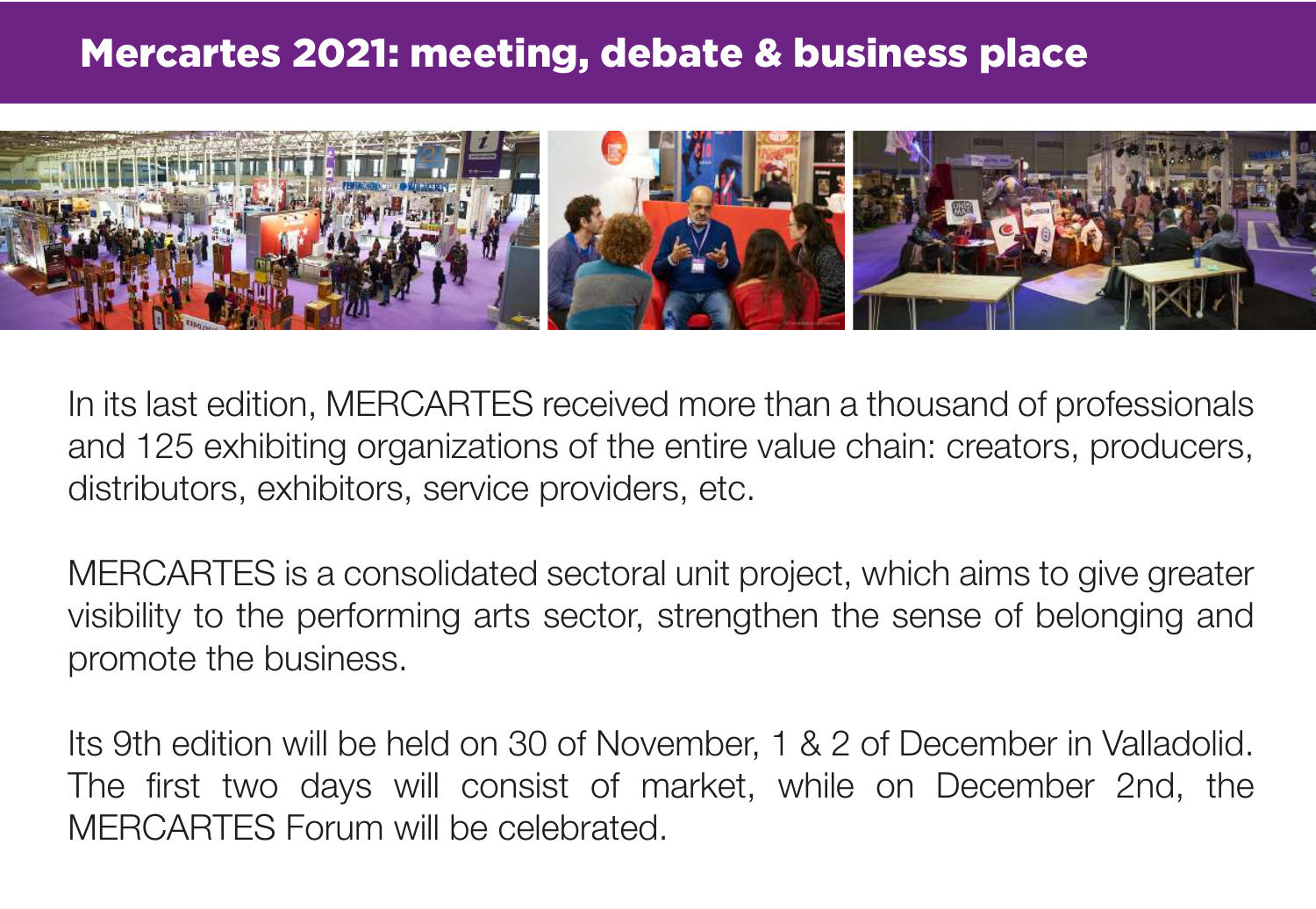# Mercartes 2021: meeting, debate & business place

In its last edition, MERCARTES received more than a thousand of professionals and 125 exhibiting organizations of the entire value chain: creators, producers, distributors, exhibitors, service providers, etc.

MERCARTES is a consolidated sectoral unit project, which aims to give greater visibility to the performing arts sector, strengthen the sense of belonging and promote the business.

Its 9th edition will be held on 30 of November, 1 & 2 of December in Valladolid. The first two days will consist of market, while on December 2nd, the MERCARTES Forum will be celebrated.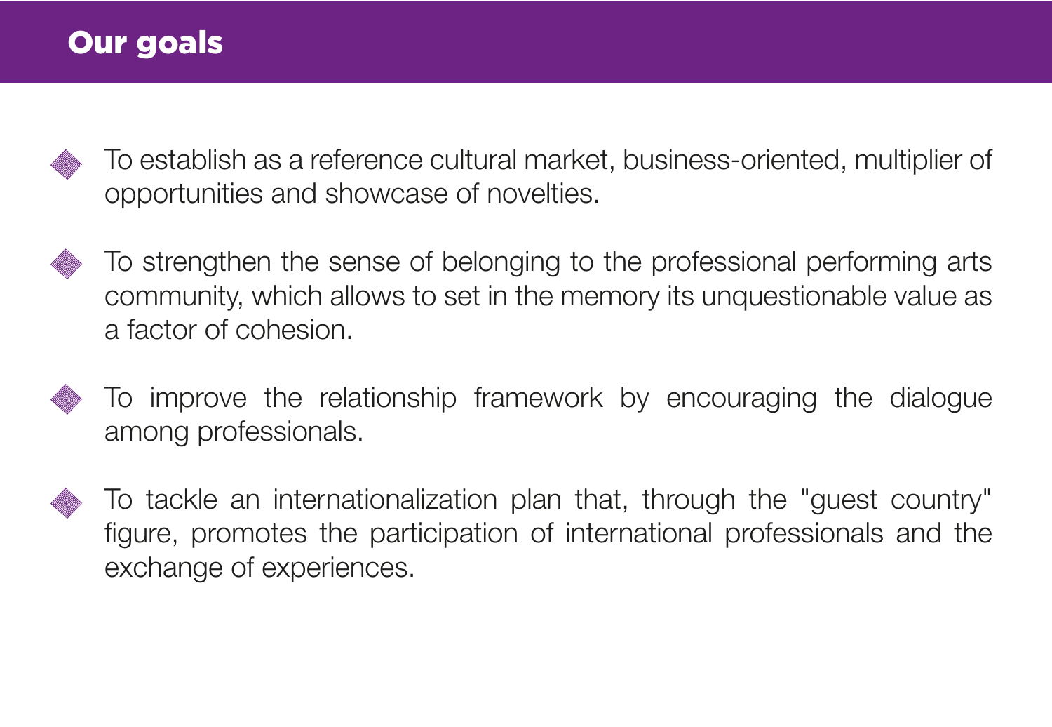## Our goals

- To establish as a reference cultural market, business-oriented, multiplier of opportunities and showcase of novelties.
- To strengthen the sense of belonging to the professional performing arts community, which allows to set in the memory its unquestionable value as a factor of cohesion.
- To improve the relationship framework by encouraging the dialogue among professionals.
- To tackle an internationalization plan that, through the "guest country" figure, promotes the participation of international professionals and the exchange of experiences.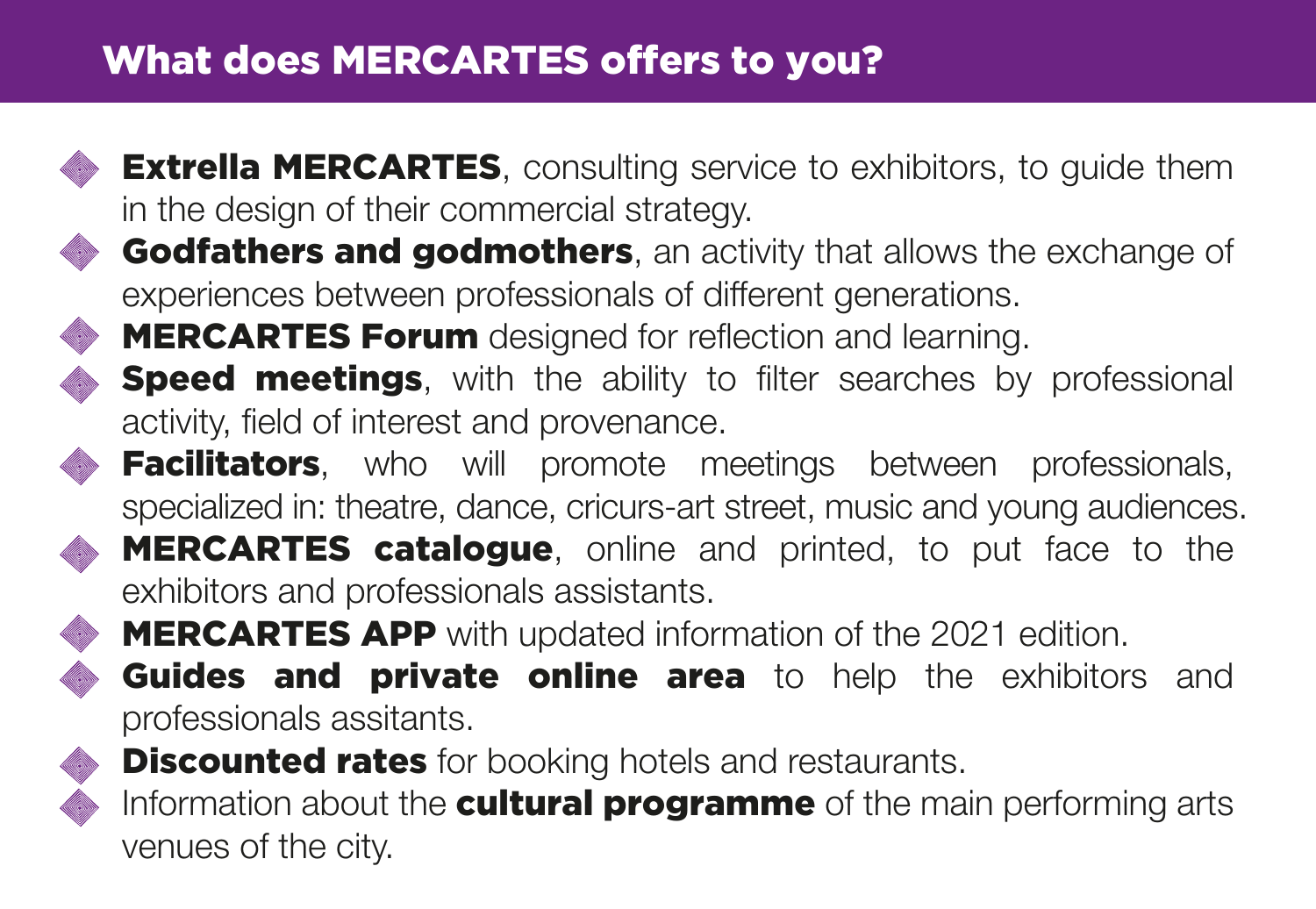## What does MERCARTES offers to you?

- **Extrella MERCARTES**, consulting service to exhibitors, to guide them in the design of their commercial strategy.
- **Godfathers and godmothers**, an activity that allows the exchange of experiences between professionals of different generations.
- **MERCARTES Forum** designed for reflection and learning.
- **Speed meetings**, with the ability to filter searches by professional activity, field of interest and provenance.
- **Facilitators**, who will promote meetings between professionals, specialized in: theatre, dance, cricurs-art street, music and young audiences.
- **MERCARTES catalogue**, online and printed, to put face to the exhibitors and professionals assistants.
- **MERCARTES APP** with updated information of the 2021 edition.
- **Guides and private online area** to help the exhibitors and professionals assitants.
- **Discounted rates** for booking hotels and restaurants.
- Information about the **cultural programme** of the main performing arts venues of the city.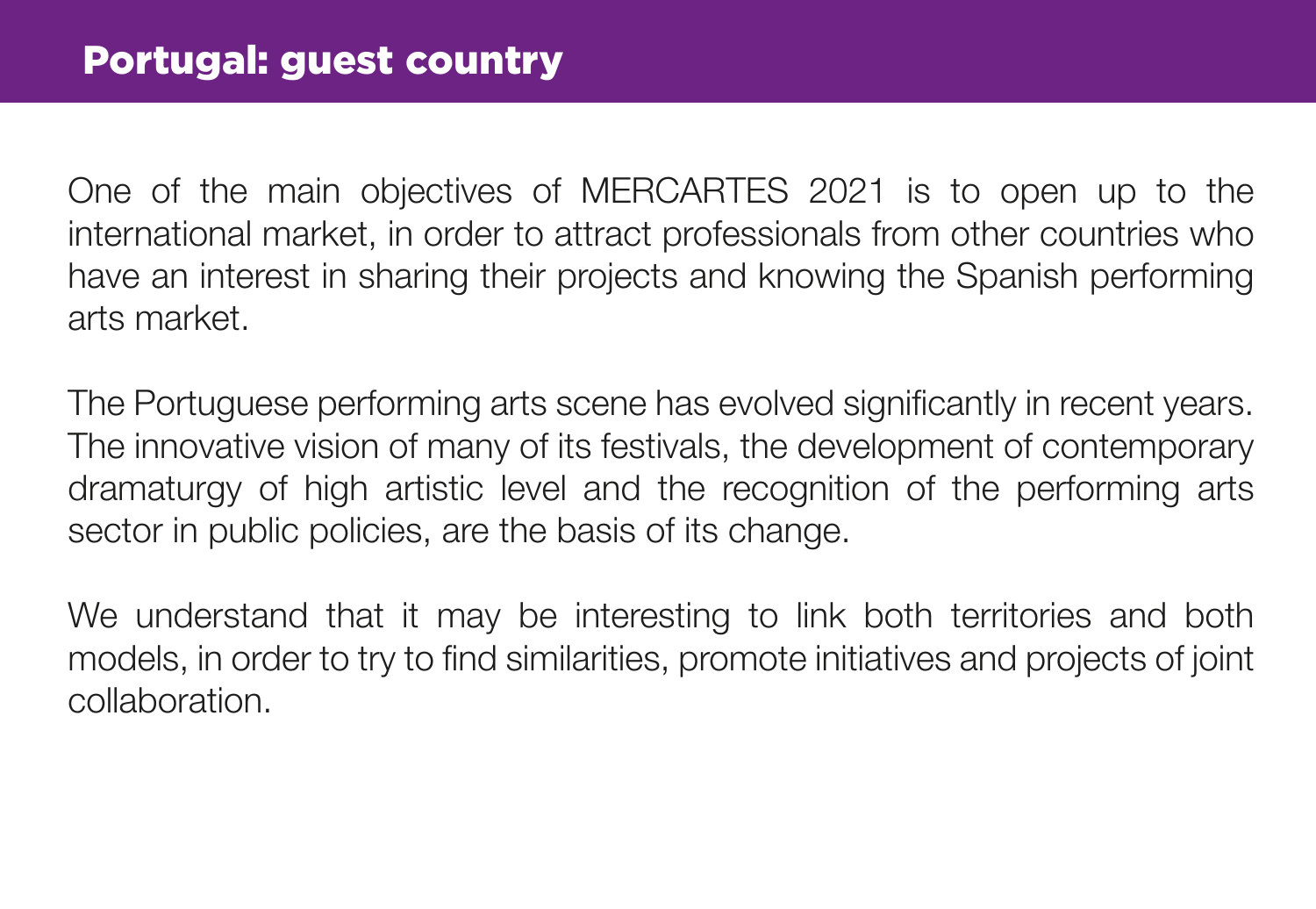# Portugal: guest country

One of the main objectives of MERCARTES 2021 is to open up to the international market, in order to attract professionals from other countries who have an interest in sharing their projects and knowing the Spanish performing arts market.

The Portuguese performing arts scene has evolved significantly in recent years. The innovative vision of many of its festivals, the development of contemporary dramaturgy of high artistic level and the recognition of the performing arts sector in public policies, are the basis of its change.

We understand that it may be interesting to link both territories and both models, in order to try to find similarities, promote initiatives and projects of joint collaboration.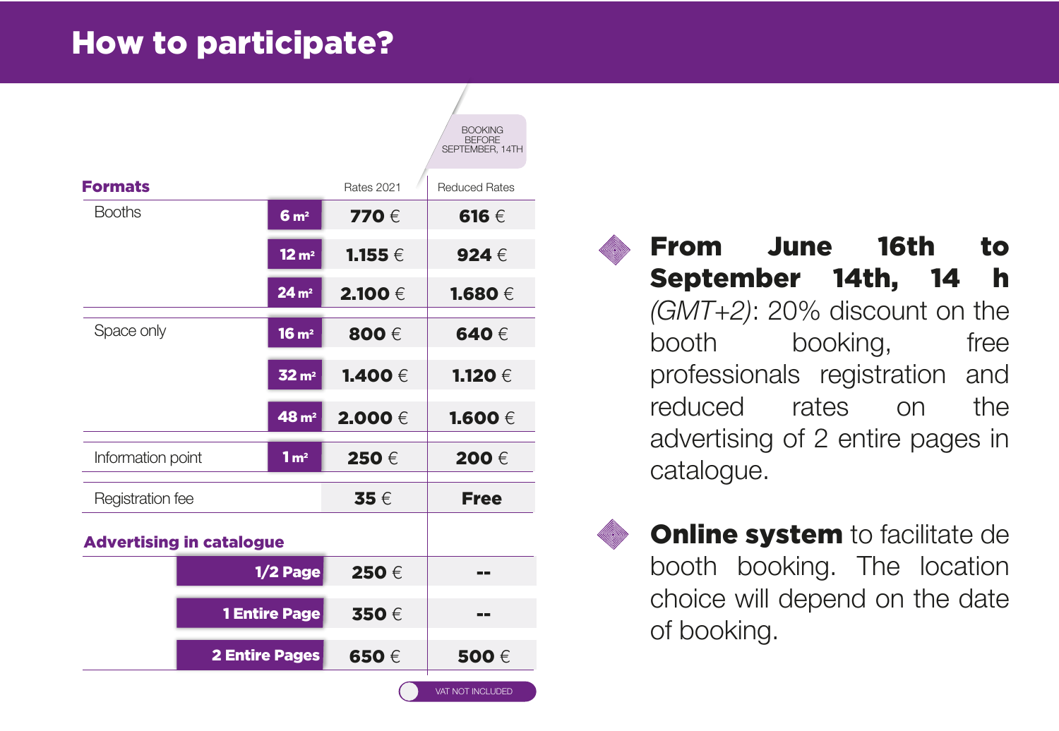# How to participate?

| Formats | | Rates 2021 | Reduced Rates (BOOKING BEFORE SEPTEMBER, 14TH) |
|---|---|---|---|
| Booths | 6 m² | 770 € | 616 € |
| | 12 m² | 1.155 € | 924 € |
| | 24 m² | 2.100 € | 1.680 € |
| Space only | 16 m² | 800 € | 640 € |
| | 32 m² | 1.400 € | 1.120 € |
| | 48 m² | 2.000 € | 1.600 € |
| Information point | 1 m² | 250 € | 200 € |
| Registration fee | | 35 € | Free |
| **Advertising in catalogue** | | | |
| | 1/2 Page | 250 € | -- |
| | 1 Entire Page | 350 € | -- |
| | 2 Entire Pages | 650 € | 500 € |

VAT NOT INCLUDED

- **From June 16th to September 14th, 14 h** *(GMT+2)*: 20% discount on the booth booking, free professionals registration and reduced rates on the advertising of 2 entire pages in catalogue.

- **Online system** to facilitate de booth booking. The location choice will depend on the date of booking.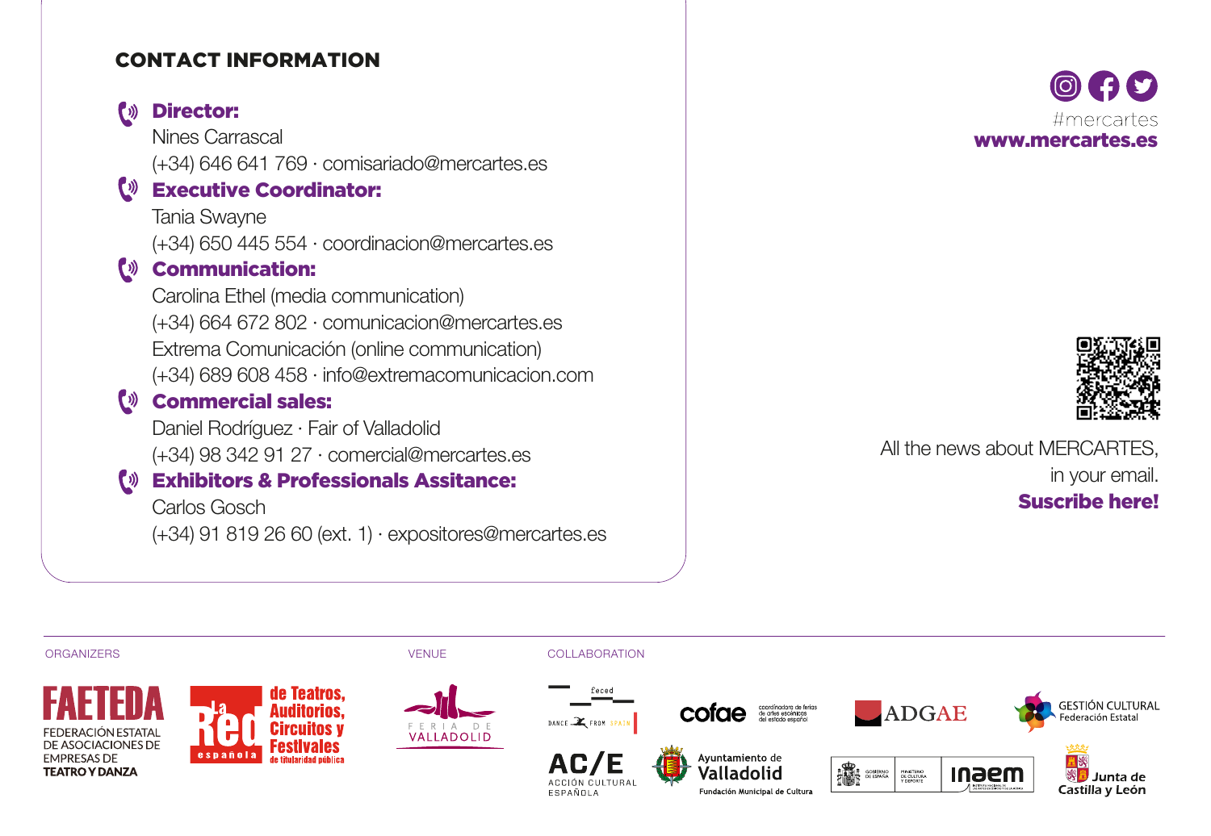## CONTACT INFORMATION

**Director:**
Nines Carrascal
(+34) 646 641 769 · comisariado@mercartes.es

**Executive Coordinator:**
Tania Swayne
(+34) 650 445 554 · coordinacion@mercartes.es

**Communication:**
Carolina Ethel (media communication)
(+34) 664 672 802 · comunicacion@mercartes.es
Extrema Comunicación (online communication)
(+34) 689 608 458 · info@extremacomunicacion.com

**Commercial sales:**
Daniel Rodríguez · Fair of Valladolid
(+34) 98 342 91 27 · comercial@mercartes.es

**Exhibitors & Professionals Assitance:**
Carlos Gosch
(+34) 91 819 26 60 (ext. 1) · expositores@mercartes.es

#mercartes
**www.mercartes.es**

All the news about MERCARTES, in your email.
**Suscribe here!**

ORGANIZERS

FAETEDA FEDERACIÓN ESTATAL DE ASOCIACIONES DE EMPRESAS DE TEATRO Y DANZA

La Red española de Teatros, Auditorios, Circuitos y Festivales de titularidad pública

VENUE

FERIA DE VALLADOLID

COLLABORATION

feced DANCE FROM SPAIN

cofae coordinadora de ferias de artes escénicas del estado español

ADGAE

GESTIÓN CULTURAL Federación Estatal

AC/E ACCIÓN CULTURAL ESPAÑOLA

Ayuntamiento de Valladolid Fundación Municipal de Cultura

GOBIERNO DE ESPAÑA · MINISTERIO DE CULTURA Y DEPORTE · inaem

Junta de Castilla y León